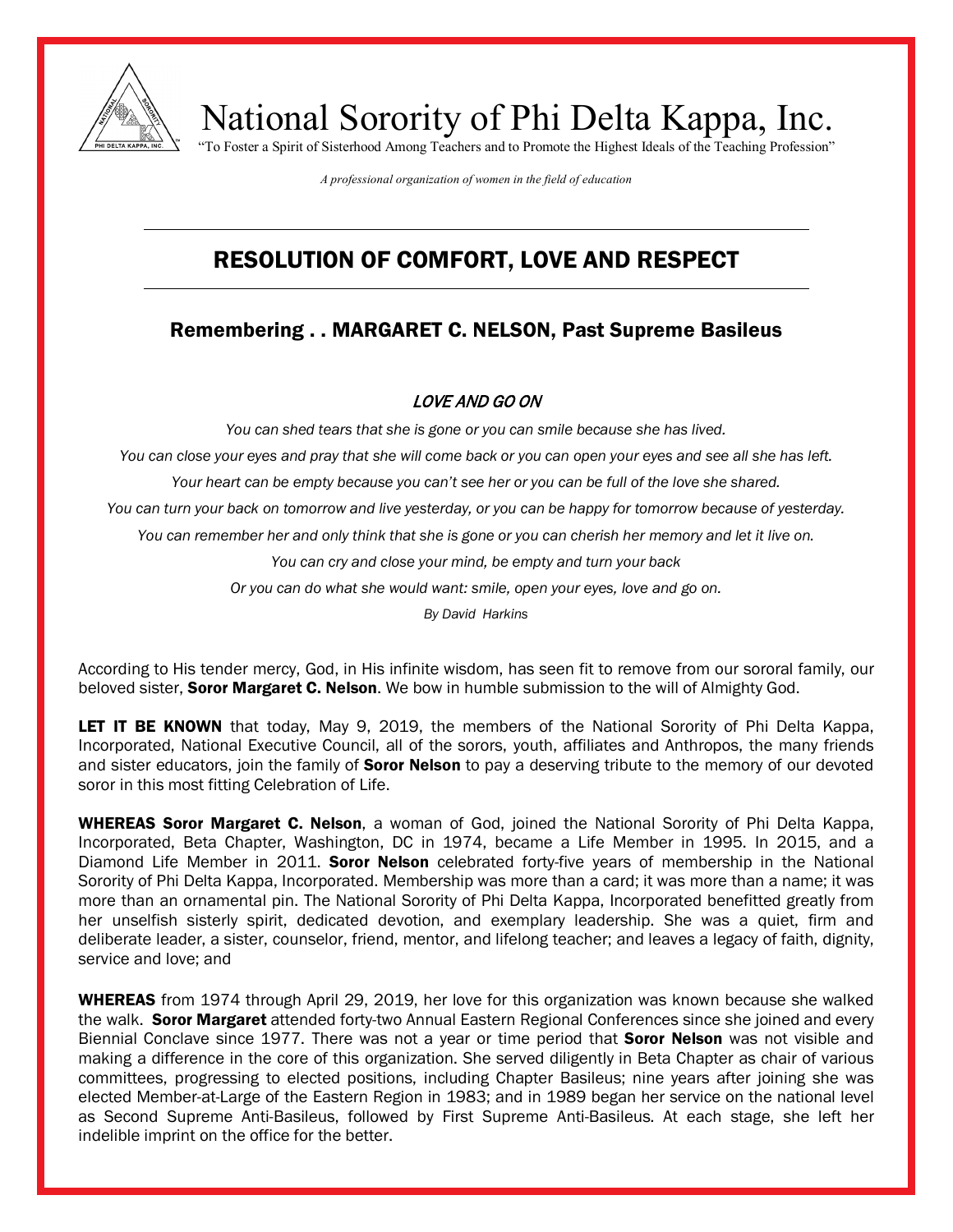# National Sorority of Phi Delta Kappa, Inc.

"To Foster a Spirit of Sisterhood Among Teachers and to Promote the Highest Ideals of the Teaching Profession"

*A professional organization of women in the field of education*

## RESOLUTION OF COMFORT, LOVE AND RESPECT

### Remembering . . MARGARET C. NELSON, Past Supreme Basileus

*LOVE AND GO ON*

*You can shed tears that she is gone or you can smile because she has lived.*

*You can close your eyes and pray that she will come back or you can open your eyes and see all she has left.*

*Your heart can be empty because you can't see her or you can be full of the love she shared.*

*You can turn your back on tomorrow and live yesterday, or you can be happy for tomorrow because of yesterday.*

*You can remember her and only think that she is gone or you can cherish her memory and let it live on.*

*You can cry and close your mind, be empty and turn your back*

*Or you can do what she would want: smile, open your eyes, love and go on.*

*By David Harkins*

According to His tender mercy, God, in His infinite wisdom, has seen fit to remove from our sororal family, our beloved sister, **Soror Margaret C. Nelson**. We bow in humble submission to the will of Almighty God.

**LET IT BE KNOWN** that today, May 9, 2019, the members of the National Sorority of Phi Delta Kappa, Incorporated, National Executive Council, all of the sorors, youth, affiliates and Anthropos, the many friends and sister educators, join the family of **Soror Nelson** to pay a deserving tribute to the memory of our devoted soror in this most fitting Celebration of Life.

**WHEREAS Soror Margaret C. Nelson**, a woman of God, joined the National Sorority of Phi Delta Kappa, Incorporated, Beta Chapter, Washington, DC in 1974, became a Life Member in 1995. In 2015, and a Diamond Life Member in 2011. **Soror Nelson** celebrated forty-five years of membership in the National Sorority of Phi Delta Kappa, Incorporated. Membership was more than a card; it was more than a name; it was more than an ornamental pin. The National Sorority of Phi Delta Kappa, Incorporated benefitted greatly from her unselfish sisterly spirit, dedicated devotion, and exemplary leadership. She was a quiet, firm and deliberate leader, a sister, counselor, friend, mentor, and lifelong teacher; and leaves a legacy of faith, dignity, service and love; and

**WHEREAS** from 1974 through April 29, 2019, her love for this organization was known because she walked the walk. **Soror Margaret** attended forty-two Annual Eastern Regional Conferences since she joined and every Biennial Conclave since 1977. There was not a year or time period that **Soror Nelson** was not visible and making a difference in the core of this organization. She served diligently in Beta Chapter as chair of various committees, progressing to elected positions, including Chapter Basileus; nine years after joining she was elected Member-at-Large of the Eastern Region in 1983; and in 1989 began her service on the national level as Second Supreme Anti-Basileus, followed by First Supreme Anti-Basileus. At each stage, she left her indelible imprint on the office for the better.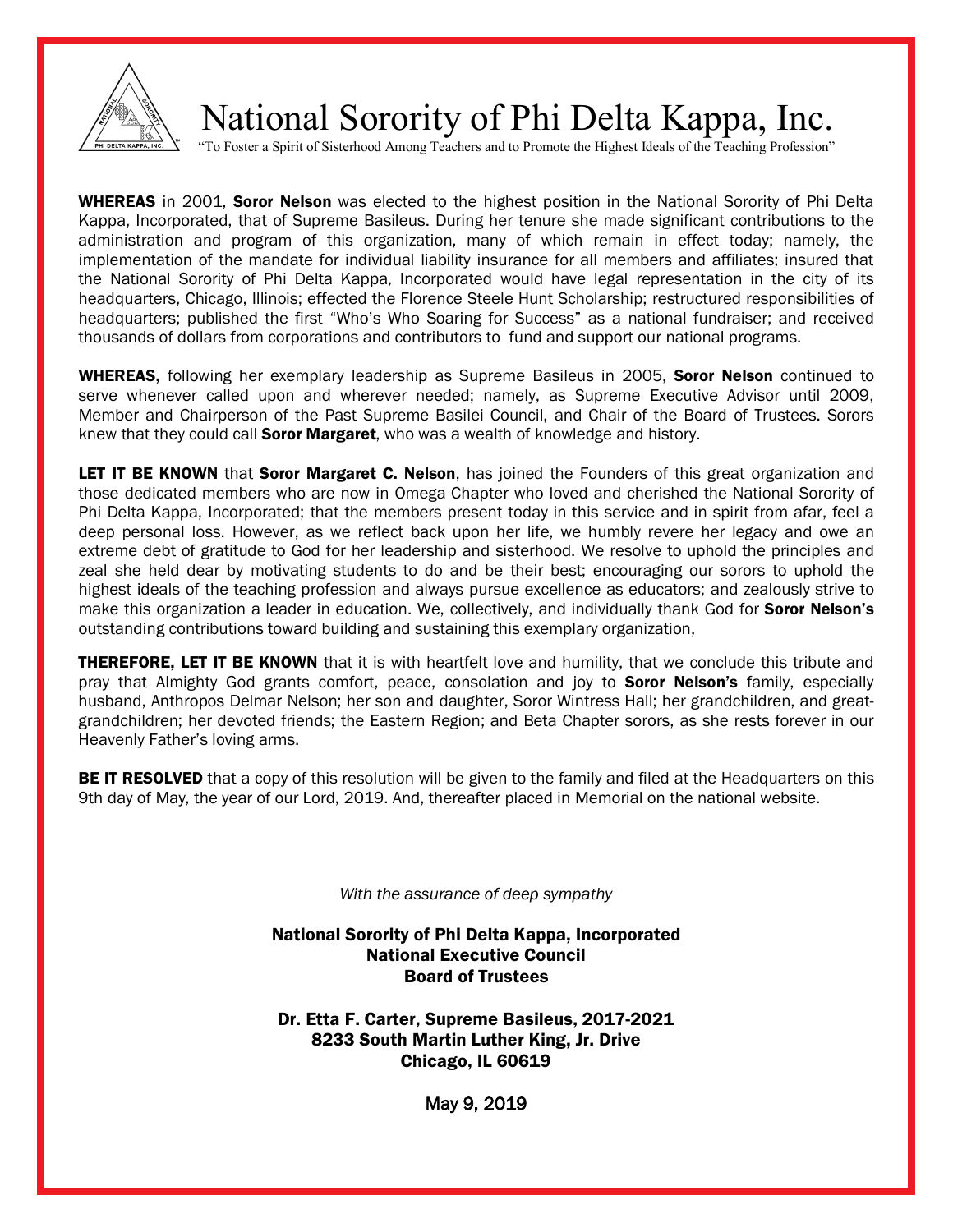# National Sorority of Phi Delta Kappa, Inc.

"To Foster a Spirit of Sisterhood Among Teachers and to Promote the Highest Ideals of the Teaching Profession"

**WHEREAS** in 2001, **Soror Nelson** was elected to the highest position in the National Sorority of Phi Delta Kappa, Incorporated, that of Supreme Basileus. During her tenure she made significant contributions to the administration and program of this organization, many of which remain in effect today; namely, the implementation of the mandate for individual liability insurance for all members and affiliates; insured that the National Sorority of Phi Delta Kappa, Incorporated would have legal representation in the city of its headquarters, Chicago, Illinois; effected the Florence Steele Hunt Scholarship; restructured responsibilities of headquarters; published the first "Who's Who Soaring for Success" as a national fundraiser; and received thousands of dollars from corporations and contributors to fund and support our national programs.

**WHEREAS,** following her exemplary leadership as Supreme Basileus in 2005, **Soror Nelson** continued to serve whenever called upon and wherever needed; namely, as Supreme Executive Advisor until 2009, Member and Chairperson of the Past Supreme Basilei Council, and Chair of the Board of Trustees. Sorors knew that they could call **Soror Margaret**, who was a wealth of knowledge and history.

**LET IT BE KNOWN** that **Soror Margaret C. Nelson**, has joined the Founders of this great organization and those dedicated members who are now in Omega Chapter who loved and cherished the National Sorority of Phi Delta Kappa, Incorporated; that the members present today in this service and in spirit from afar, feel a deep personal loss. However, as we reflect back upon her life, we humbly revere her legacy and owe an extreme debt of gratitude to God for her leadership and sisterhood. We resolve to uphold the principles and zeal she held dear by motivating students to do and be their best; encouraging our sorors to uphold the highest ideals of the teaching profession and always pursue excellence as educators; and zealously strive to make this organization a leader in education. We, collectively, and individually thank God for **Soror Nelson's** outstanding contributions toward building and sustaining this exemplary organization,

**THEREFORE, LET IT BE KNOWN** that it is with heartfelt love and humility, that we conclude this tribute and pray that Almighty God grants comfort, peace, consolation and joy to **Soror Nelson's** family, especially husband, Anthropos Delmar Nelson; her son and daughter, Soror Wintress Hall; her grandchildren, and great-grandchildren; her devoted friends; the Eastern Region; and Beta Chapter sorors, as she rests forever in our Heavenly Father's loving arms.

**BE IT RESOLVED** that a copy of this resolution will be given to the family and filed at the Headquarters on this 9th day of May, the year of our Lord, 2019. And, thereafter placed in Memorial on the national website.

*With the assurance of deep sympathy*

**National Sorority of Phi Delta Kappa, Incorporated**
**National Executive Council**
**Board of Trustees**

**Dr. Etta F. Carter, Supreme Basileus, 2017-2021**
**8233 South Martin Luther King, Jr. Drive**
**Chicago, IL 60619**

May 9, 2019